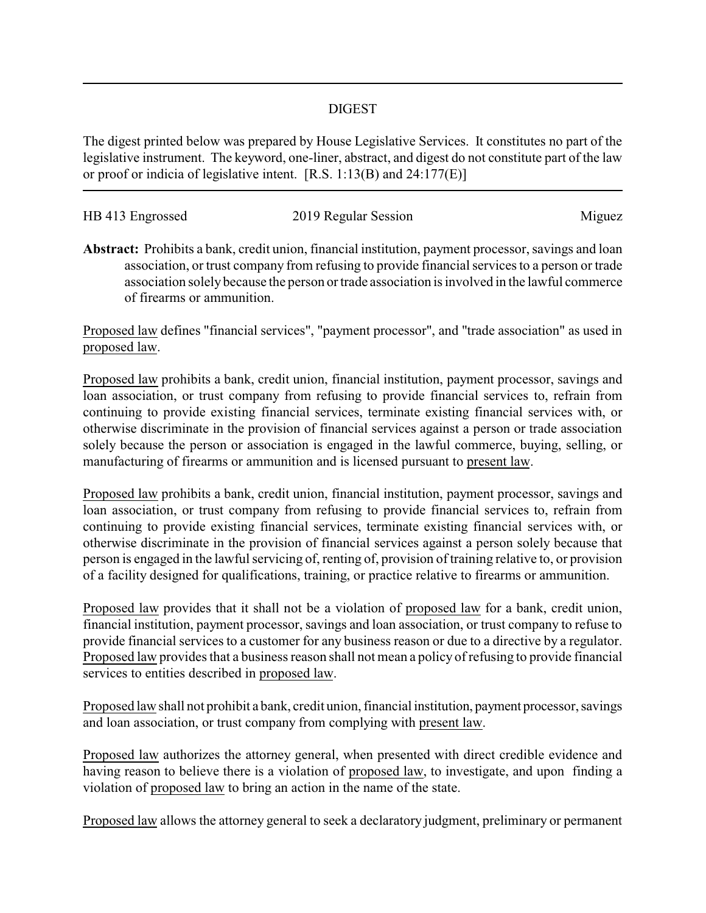# DIGEST

The digest printed below was prepared by House Legislative Services. It constitutes no part of the legislative instrument. The keyword, one-liner, abstract, and digest do not constitute part of the law or proof or indicia of legislative intent. [R.S. 1:13(B) and 24:177(E)]

HB 413 Engrossed 2019 Regular Session Miguez

**Abstract:** Prohibits a bank, credit union, financial institution, payment processor, savings and loan association, or trust company from refusing to provide financial services to a person or trade association solely because the person or trade association is involved in the lawful commerce of firearms or ammunition.

Proposed law defines "financial services", "payment processor", and "trade association" as used in proposed law.

Proposed law prohibits a bank, credit union, financial institution, payment processor, savings and loan association, or trust company from refusing to provide financial services to, refrain from continuing to provide existing financial services, terminate existing financial services with, or otherwise discriminate in the provision of financial services against a person or trade association solely because the person or association is engaged in the lawful commerce, buying, selling, or manufacturing of firearms or ammunition and is licensed pursuant to present law.

Proposed law prohibits a bank, credit union, financial institution, payment processor, savings and loan association, or trust company from refusing to provide financial services to, refrain from continuing to provide existing financial services, terminate existing financial services with, or otherwise discriminate in the provision of financial services against a person solely because that person is engaged in the lawful servicing of, renting of, provision of training relative to, or provision of a facility designed for qualifications, training, or practice relative to firearms or ammunition.

Proposed law provides that it shall not be a violation of proposed law for a bank, credit union, financial institution, payment processor, savings and loan association, or trust company to refuse to provide financial services to a customer for any business reason or due to a directive by a regulator. Proposed law provides that a business reason shall not mean a policy of refusing to provide financial services to entities described in proposed law.

Proposed law shall not prohibit a bank, credit union, financial institution, payment processor, savings and loan association, or trust company from complying with present law.

Proposed law authorizes the attorney general, when presented with direct credible evidence and having reason to believe there is a violation of proposed law, to investigate, and upon finding a violation of proposed law to bring an action in the name of the state.

Proposed law allows the attorney general to seek a declaratory judgment, preliminary or permanent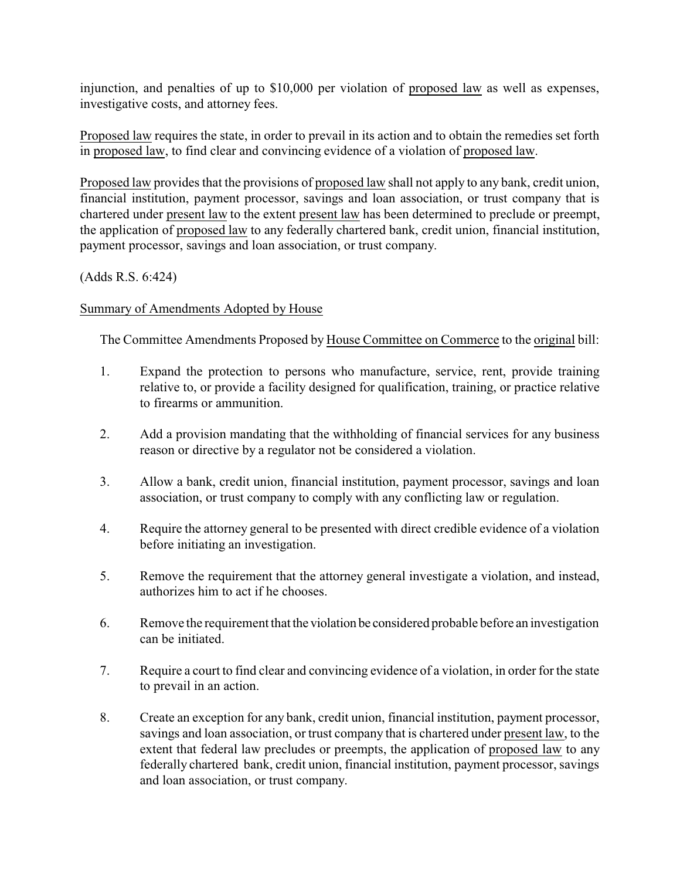injunction, and penalties of up to $10,000 per violation of proposed law as well as expenses, investigative costs, and attorney fees.

Proposed law requires the state, in order to prevail in its action and to obtain the remedies set forth in proposed law, to find clear and convincing evidence of a violation of proposed law.

Proposed law provides that the provisions of proposed law shall not apply to any bank, credit union, financial institution, payment processor, savings and loan association, or trust company that is chartered under present law to the extent present law has been determined to preclude or preempt, the application of proposed law to any federally chartered bank, credit union, financial institution, payment processor, savings and loan association, or trust company.

(Adds R.S. 6:424)

Summary of Amendments Adopted by House

The Committee Amendments Proposed by House Committee on Commerce to the original bill:

1. Expand the protection to persons who manufacture, service, rent, provide training relative to, or provide a facility designed for qualification, training, or practice relative to firearms or ammunition.

2. Add a provision mandating that the withholding of financial services for any business reason or directive by a regulator not be considered a violation.

3. Allow a bank, credit union, financial institution, payment processor, savings and loan association, or trust company to comply with any conflicting law or regulation.

4. Require the attorney general to be presented with direct credible evidence of a violation before initiating an investigation.

5. Remove the requirement that the attorney general investigate a violation, and instead, authorizes him to act if he chooses.

6. Remove the requirement that the violation be considered probable before an investigation can be initiated.

7. Require a court to find clear and convincing evidence of a violation, in order for the state to prevail in an action.

8. Create an exception for any bank, credit union, financial institution, payment processor, savings and loan association, or trust company that is chartered under present law, to the extent that federal law precludes or preempts, the application of proposed law to any federally chartered bank, credit union, financial institution, payment processor, savings and loan association, or trust company.